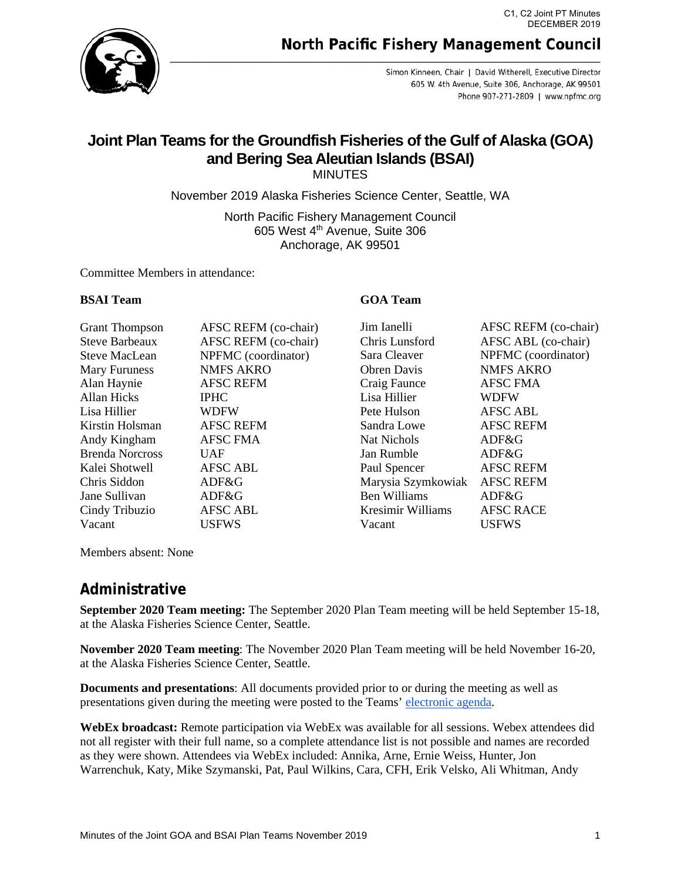C1, C2 Joint PT Minutes
DECEMBER 2019

**North Pacific Fishery Management Council**

Simon Kinneen, Chair | David Witherell, Executive Director
605 W. 4th Avenue, Suite 306, Anchorage, AK 99501
Phone 907-271-2809 | www.npfmc.org

# Joint Plan Teams for the Groundfish Fisheries of the Gulf of Alaska (GOA) and Bering Sea Aleutian Islands (BSAI)

MINUTES

November 2019 Alaska Fisheries Science Center, Seattle, WA

North Pacific Fishery Management Council
605 West 4th Avenue, Suite 306
Anchorage, AK 99501

Committee Members in attendance:

**BSAI Team**

| | |
|---|---|
| Grant Thompson | AFSC REFM (co-chair) |
| Steve Barbeaux | AFSC REFM (co-chair) |
| Steve MacLean | NPFMC (coordinator) |
| Mary Furuness | NMFS AKRO |
| Alan Haynie | AFSC REFM |
| Allan Hicks | IPHC |
| Lisa Hillier | WDFW |
| Kirstin Holsman | AFSC REFM |
| Andy Kingham | AFSC FMA |
| Brenda Norcross | UAF |
| Kalei Shotwell | AFSC ABL |
| Chris Siddon | ADF&G |
| Jane Sullivan | ADF&G |
| Cindy Tribuzio | AFSC ABL |
| Vacant | USFWS |

**GOA Team**

| | |
|---|---|
| Jim Ianelli | AFSC REFM (co-chair) |
| Chris Lunsford | AFSC ABL (co-chair) |
| Sara Cleaver | NPFMC (coordinator) |
| Obren Davis | NMFS AKRO |
| Craig Faunce | AFSC FMA |
| Lisa Hillier | WDFW |
| Pete Hulson | AFSC ABL |
| Sandra Lowe | AFSC REFM |
| Nat Nichols | ADF&G |
| Jan Rumble | ADF&G |
| Paul Spencer | AFSC REFM |
| Marysia Szymkowiak | AFSC REFM |
| Ben Williams | ADF&G |
| Kresimir Williams | AFSC RACE |
| Vacant | USFWS |

Members absent: None

## Administrative

**September 2020 Team meeting:** The September 2020 Plan Team meeting will be held September 15-18, at the Alaska Fisheries Science Center, Seattle.

**November 2020 Team meeting**: The November 2020 Plan Team meeting will be held November 16-20, at the Alaska Fisheries Science Center, Seattle.

**Documents and presentations**: All documents provided prior to or during the meeting as well as presentations given during the meeting were posted to the Teams' electronic agenda.

**WebEx broadcast:** Remote participation via WebEx was available for all sessions. Webex attendees did not all register with their full name, so a complete attendance list is not possible and names are recorded as they were shown. Attendees via WebEx included: Annika, Arne, Ernie Weiss, Hunter, Jon Warrenchuk, Katy, Mike Szymanski, Pat, Paul Wilkins, Cara, CFH, Erik Velsko, Ali Whitman, Andy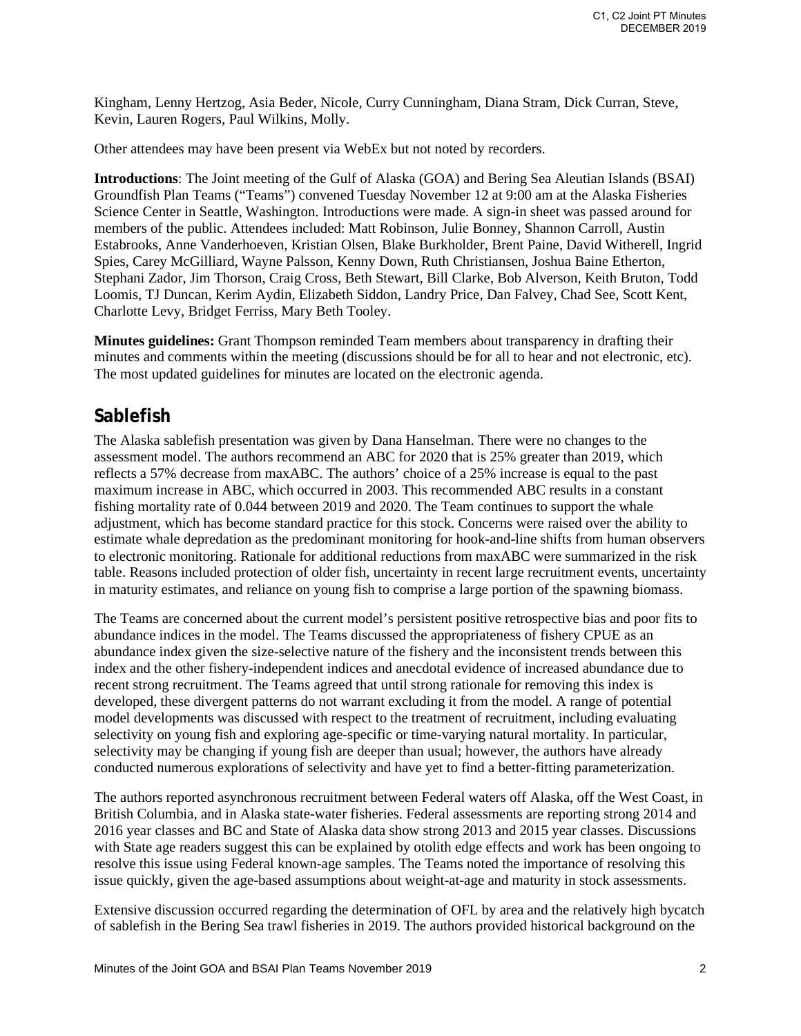Kingham, Lenny Hertzog, Asia Beder, Nicole, Curry Cunningham, Diana Stram, Dick Curran, Steve, Kevin, Lauren Rogers, Paul Wilkins, Molly.

Other attendees may have been present via WebEx but not noted by recorders.

**Introductions**: The Joint meeting of the Gulf of Alaska (GOA) and Bering Sea Aleutian Islands (BSAI) Groundfish Plan Teams ("Teams") convened Tuesday November 12 at 9:00 am at the Alaska Fisheries Science Center in Seattle, Washington. Introductions were made. A sign-in sheet was passed around for members of the public. Attendees included: Matt Robinson, Julie Bonney, Shannon Carroll, Austin Estabrooks, Anne Vanderhoeven, Kristian Olsen, Blake Burkholder, Brent Paine, David Witherell, Ingrid Spies, Carey McGilliard, Wayne Palsson, Kenny Down, Ruth Christiansen, Joshua Baine Etherton, Stephani Zador, Jim Thorson, Craig Cross, Beth Stewart, Bill Clarke, Bob Alverson, Keith Bruton, Todd Loomis, TJ Duncan, Kerim Aydin, Elizabeth Siddon, Landry Price, Dan Falvey, Chad See, Scott Kent, Charlotte Levy, Bridget Ferriss, Mary Beth Tooley.

**Minutes guidelines:** Grant Thompson reminded Team members about transparency in drafting their minutes and comments within the meeting (discussions should be for all to hear and not electronic, etc). The most updated guidelines for minutes are located on the electronic agenda.

## Sablefish

The Alaska sablefish presentation was given by Dana Hanselman. There were no changes to the assessment model. The authors recommend an ABC for 2020 that is 25% greater than 2019, which reflects a 57% decrease from maxABC. The authors' choice of a 25% increase is equal to the past maximum increase in ABC, which occurred in 2003. This recommended ABC results in a constant fishing mortality rate of 0.044 between 2019 and 2020. The Team continues to support the whale adjustment, which has become standard practice for this stock. Concerns were raised over the ability to estimate whale depredation as the predominant monitoring for hook-and-line shifts from human observers to electronic monitoring. Rationale for additional reductions from maxABC were summarized in the risk table. Reasons included protection of older fish, uncertainty in recent large recruitment events, uncertainty in maturity estimates, and reliance on young fish to comprise a large portion of the spawning biomass.

The Teams are concerned about the current model's persistent positive retrospective bias and poor fits to abundance indices in the model. The Teams discussed the appropriateness of fishery CPUE as an abundance index given the size-selective nature of the fishery and the inconsistent trends between this index and the other fishery-independent indices and anecdotal evidence of increased abundance due to recent strong recruitment. The Teams agreed that until strong rationale for removing this index is developed, these divergent patterns do not warrant excluding it from the model. A range of potential model developments was discussed with respect to the treatment of recruitment, including evaluating selectivity on young fish and exploring age-specific or time-varying natural mortality. In particular, selectivity may be changing if young fish are deeper than usual; however, the authors have already conducted numerous explorations of selectivity and have yet to find a better-fitting parameterization.

The authors reported asynchronous recruitment between Federal waters off Alaska, off the West Coast, in British Columbia, and in Alaska state-water fisheries. Federal assessments are reporting strong 2014 and 2016 year classes and BC and State of Alaska data show strong 2013 and 2015 year classes. Discussions with State age readers suggest this can be explained by otolith edge effects and work has been ongoing to resolve this issue using Federal known-age samples. The Teams noted the importance of resolving this issue quickly, given the age-based assumptions about weight-at-age and maturity in stock assessments.

Extensive discussion occurred regarding the determination of OFL by area and the relatively high bycatch of sablefish in the Bering Sea trawl fisheries in 2019. The authors provided historical background on the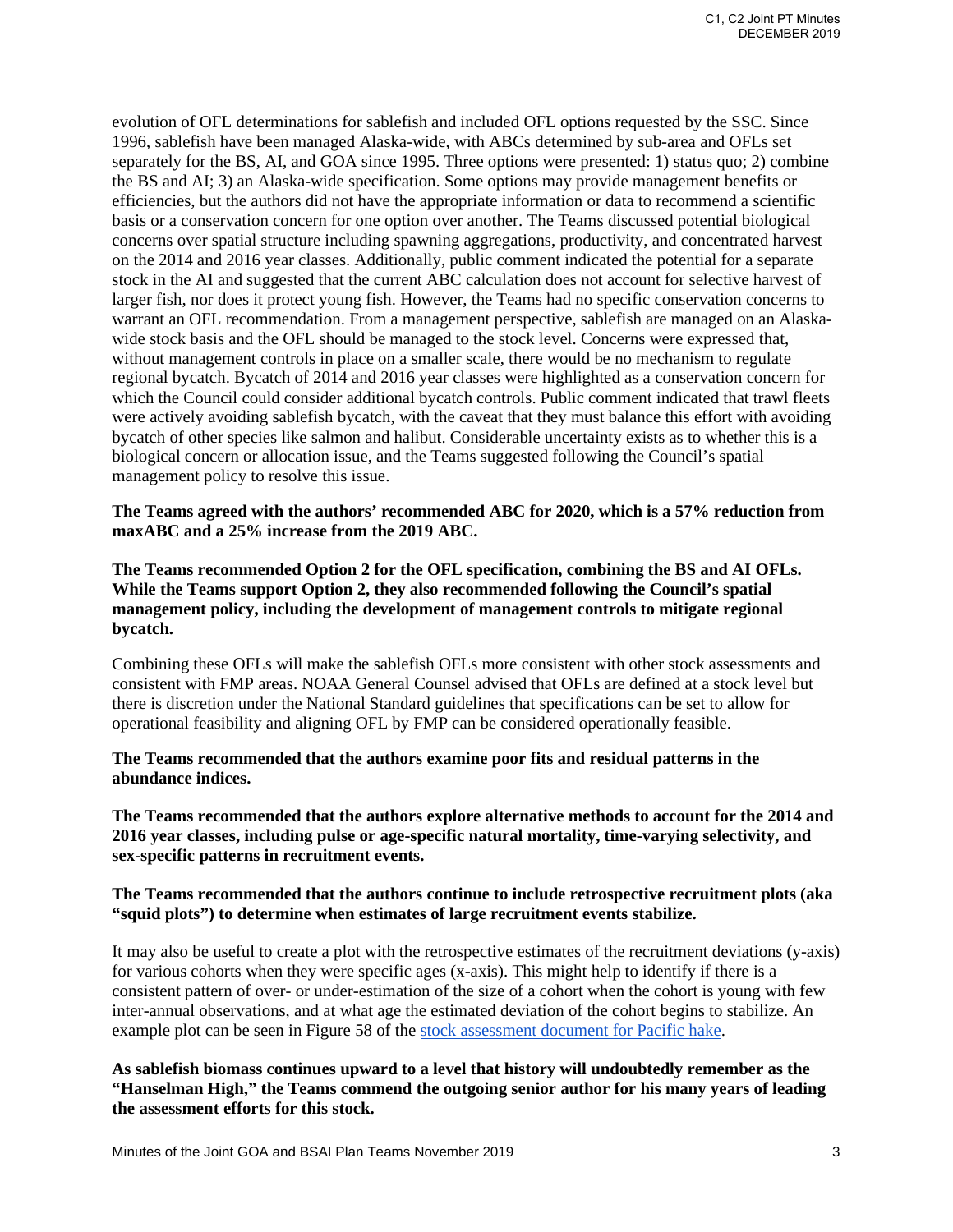evolution of OFL determinations for sablefish and included OFL options requested by the SSC. Since 1996, sablefish have been managed Alaska-wide, with ABCs determined by sub-area and OFLs set separately for the BS, AI, and GOA since 1995. Three options were presented: 1) status quo; 2) combine the BS and AI; 3) an Alaska-wide specification. Some options may provide management benefits or efficiencies, but the authors did not have the appropriate information or data to recommend a scientific basis or a conservation concern for one option over another. The Teams discussed potential biological concerns over spatial structure including spawning aggregations, productivity, and concentrated harvest on the 2014 and 2016 year classes. Additionally, public comment indicated the potential for a separate stock in the AI and suggested that the current ABC calculation does not account for selective harvest of larger fish, nor does it protect young fish. However, the Teams had no specific conservation concerns to warrant an OFL recommendation. From a management perspective, sablefish are managed on an Alaska-wide stock basis and the OFL should be managed to the stock level. Concerns were expressed that, without management controls in place on a smaller scale, there would be no mechanism to regulate regional bycatch. Bycatch of 2014 and 2016 year classes were highlighted as a conservation concern for which the Council could consider additional bycatch controls. Public comment indicated that trawl fleets were actively avoiding sablefish bycatch, with the caveat that they must balance this effort with avoiding bycatch of other species like salmon and halibut. Considerable uncertainty exists as to whether this is a biological concern or allocation issue, and the Teams suggested following the Council's spatial management policy to resolve this issue.

**The Teams agreed with the authors' recommended ABC for 2020, which is a 57% reduction from maxABC and a 25% increase from the 2019 ABC.**

**The Teams recommended Option 2 for the OFL specification, combining the BS and AI OFLs. While the Teams support Option 2, they also recommended following the Council's spatial management policy, including the development of management controls to mitigate regional bycatch.**

Combining these OFLs will make the sablefish OFLs more consistent with other stock assessments and consistent with FMP areas. NOAA General Counsel advised that OFLs are defined at a stock level but there is discretion under the National Standard guidelines that specifications can be set to allow for operational feasibility and aligning OFL by FMP can be considered operationally feasible.

**The Teams recommended that the authors examine poor fits and residual patterns in the abundance indices.**

**The Teams recommended that the authors explore alternative methods to account for the 2014 and 2016 year classes, including pulse or age-specific natural mortality, time-varying selectivity, and sex-specific patterns in recruitment events.**

**The Teams recommended that the authors continue to include retrospective recruitment plots (aka "squid plots") to determine when estimates of large recruitment events stabilize.**

It may also be useful to create a plot with the retrospective estimates of the recruitment deviations (y-axis) for various cohorts when they were specific ages (x-axis). This might help to identify if there is a consistent pattern of over- or under-estimation of the size of a cohort when the cohort is young with few inter-annual observations, and at what age the estimated deviation of the cohort begins to stabilize. An example plot can be seen in Figure 58 of the stock assessment document for Pacific hake.

**As sablefish biomass continues upward to a level that history will undoubtedly remember as the "Hanselman High," the Teams commend the outgoing senior author for his many years of leading the assessment efforts for this stock.**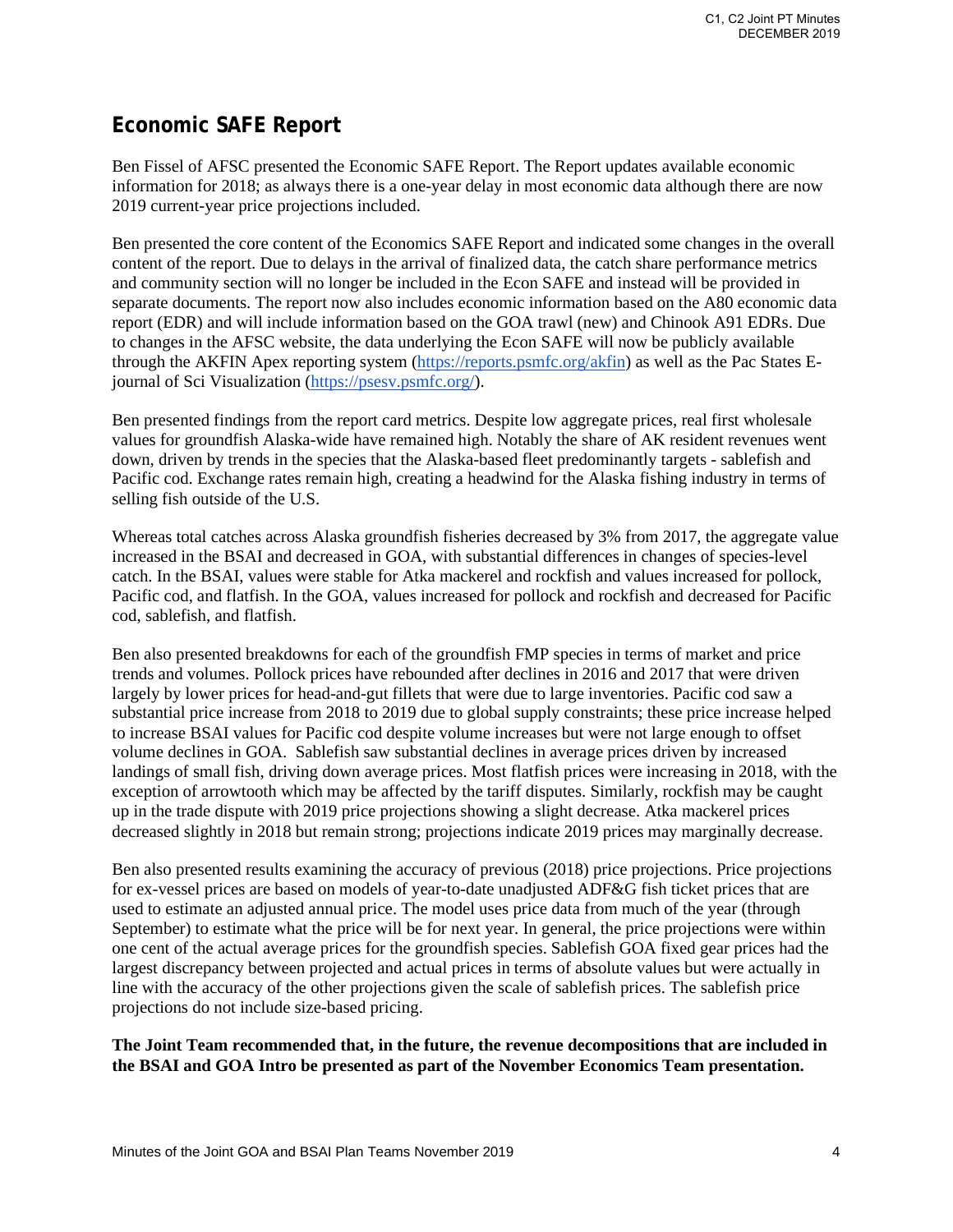## Economic SAFE Report

Ben Fissel of AFSC presented the Economic SAFE Report. The Report updates available economic information for 2018; as always there is a one-year delay in most economic data although there are now 2019 current-year price projections included.

Ben presented the core content of the Economics SAFE Report and indicated some changes in the overall content of the report. Due to delays in the arrival of finalized data, the catch share performance metrics and community section will no longer be included in the Econ SAFE and instead will be provided in separate documents. The report now also includes economic information based on the A80 economic data report (EDR) and will include information based on the GOA trawl (new) and Chinook A91 EDRs. Due to changes in the AFSC website, the data underlying the Econ SAFE will now be publicly available through the AKFIN Apex reporting system (https://reports.psmfc.org/akfin) as well as the Pac States E-journal of Sci Visualization (https://psesv.psmfc.org/).

Ben presented findings from the report card metrics. Despite low aggregate prices, real first wholesale values for groundfish Alaska-wide have remained high. Notably the share of AK resident revenues went down, driven by trends in the species that the Alaska-based fleet predominantly targets - sablefish and Pacific cod. Exchange rates remain high, creating a headwind for the Alaska fishing industry in terms of selling fish outside of the U.S.

Whereas total catches across Alaska groundfish fisheries decreased by 3% from 2017, the aggregate value increased in the BSAI and decreased in GOA, with substantial differences in changes of species-level catch. In the BSAI, values were stable for Atka mackerel and rockfish and values increased for pollock, Pacific cod, and flatfish. In the GOA, values increased for pollock and rockfish and decreased for Pacific cod, sablefish, and flatfish.

Ben also presented breakdowns for each of the groundfish FMP species in terms of market and price trends and volumes. Pollock prices have rebounded after declines in 2016 and 2017 that were driven largely by lower prices for head-and-gut fillets that were due to large inventories. Pacific cod saw a substantial price increase from 2018 to 2019 due to global supply constraints; these price increase helped to increase BSAI values for Pacific cod despite volume increases but were not large enough to offset volume declines in GOA. Sablefish saw substantial declines in average prices driven by increased landings of small fish, driving down average prices. Most flatfish prices were increasing in 2018, with the exception of arrowtooth which may be affected by the tariff disputes. Similarly, rockfish may be caught up in the trade dispute with 2019 price projections showing a slight decrease. Atka mackerel prices decreased slightly in 2018 but remain strong; projections indicate 2019 prices may marginally decrease.

Ben also presented results examining the accuracy of previous (2018) price projections. Price projections for ex-vessel prices are based on models of year-to-date unadjusted ADF&G fish ticket prices that are used to estimate an adjusted annual price. The model uses price data from much of the year (through September) to estimate what the price will be for next year. In general, the price projections were within one cent of the actual average prices for the groundfish species. Sablefish GOA fixed gear prices had the largest discrepancy between projected and actual prices in terms of absolute values but were actually in line with the accuracy of the other projections given the scale of sablefish prices. The sablefish price projections do not include size-based pricing.

**The Joint Team recommended that, in the future, the revenue decompositions that are included in the BSAI and GOA Intro be presented as part of the November Economics Team presentation.**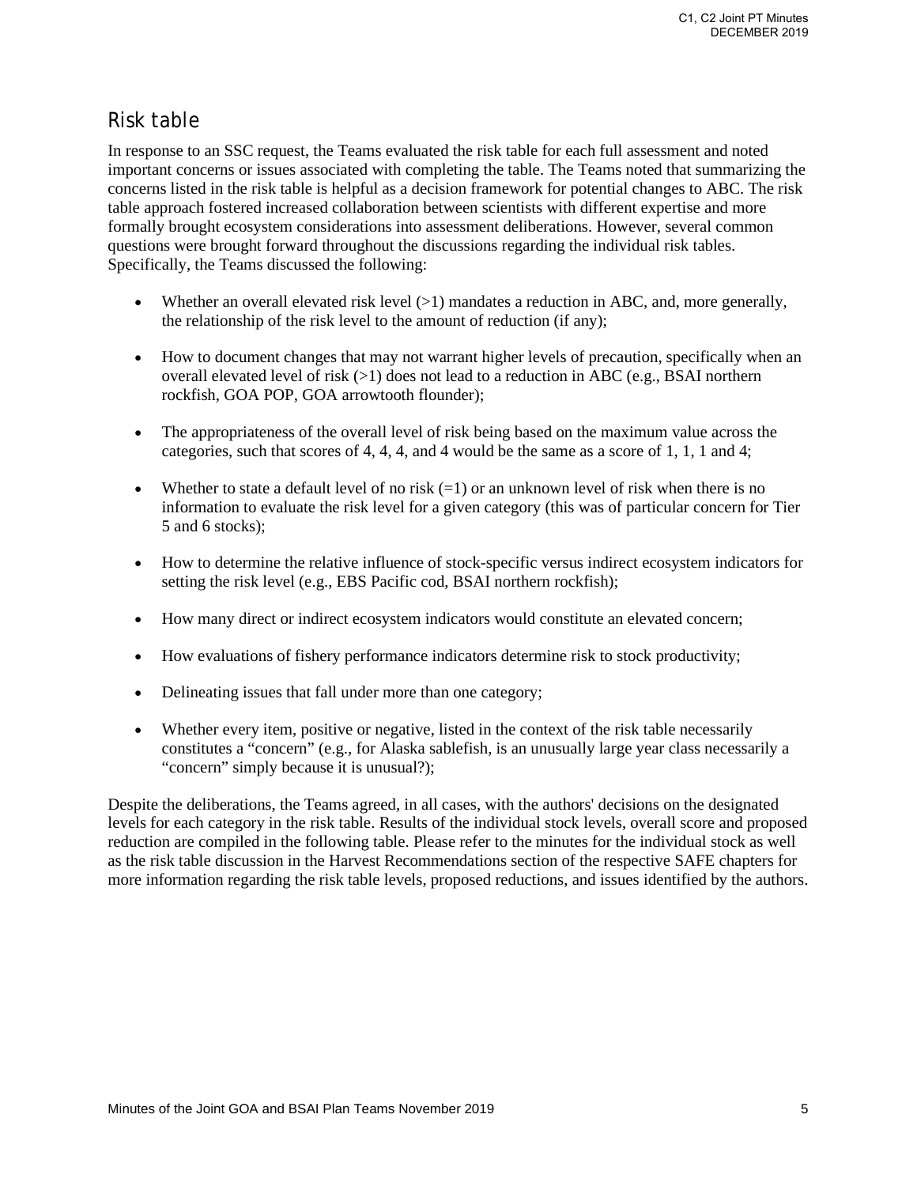## Risk table

In response to an SSC request, the Teams evaluated the risk table for each full assessment and noted important concerns or issues associated with completing the table. The Teams noted that summarizing the concerns listed in the risk table is helpful as a decision framework for potential changes to ABC. The risk table approach fostered increased collaboration between scientists with different expertise and more formally brought ecosystem considerations into assessment deliberations. However, several common questions were brought forward throughout the discussions regarding the individual risk tables. Specifically, the Teams discussed the following:

- Whether an overall elevated risk level (>1) mandates a reduction in ABC, and, more generally, the relationship of the risk level to the amount of reduction (if any);
- How to document changes that may not warrant higher levels of precaution, specifically when an overall elevated level of risk (>1) does not lead to a reduction in ABC (e.g., BSAI northern rockfish, GOA POP, GOA arrowtooth flounder);
- The appropriateness of the overall level of risk being based on the maximum value across the categories, such that scores of 4, 4, 4, and 4 would be the same as a score of 1, 1, 1 and 4;
- Whether to state a default level of no risk (=1) or an unknown level of risk when there is no information to evaluate the risk level for a given category (this was of particular concern for Tier 5 and 6 stocks);
- How to determine the relative influence of stock-specific versus indirect ecosystem indicators for setting the risk level (e.g., EBS Pacific cod, BSAI northern rockfish);
- How many direct or indirect ecosystem indicators would constitute an elevated concern;
- How evaluations of fishery performance indicators determine risk to stock productivity;
- Delineating issues that fall under more than one category;
- Whether every item, positive or negative, listed in the context of the risk table necessarily constitutes a "concern" (e.g., for Alaska sablefish, is an unusually large year class necessarily a "concern" simply because it is unusual?);

Despite the deliberations, the Teams agreed, in all cases, with the authors' decisions on the designated levels for each category in the risk table. Results of the individual stock levels, overall score and proposed reduction are compiled in the following table. Please refer to the minutes for the individual stock as well as the risk table discussion in the Harvest Recommendations section of the respective SAFE chapters for more information regarding the risk table levels, proposed reductions, and issues identified by the authors.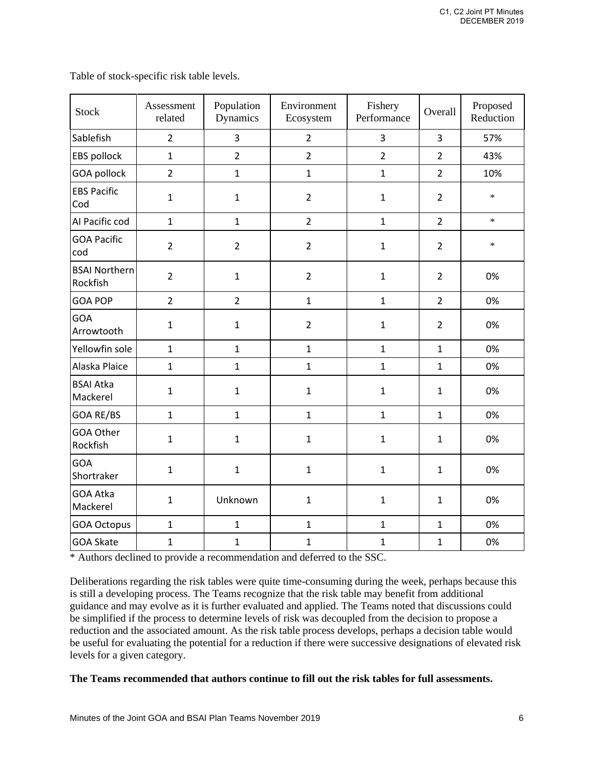Table of stock-specific risk table levels.

| Stock | Assessment related | Population Dynamics | Environment Ecosystem | Fishery Performance | Overall | Proposed Reduction |
|---|---|---|---|---|---|---|
| Sablefish | 2 | 3 | 2 | 3 | 3 | 57% |
| EBS pollock | 1 | 2 | 2 | 2 | 2 | 43% |
| GOA pollock | 2 | 1 | 1 | 1 | 2 | 10% |
| EBS Pacific Cod | 1 | 1 | 2 | 1 | 2 | * |
| AI Pacific cod | 1 | 1 | 2 | 1 | 2 | * |
| GOA Pacific cod | 2 | 2 | 2 | 1 | 2 | * |
| BSAI Northern Rockfish | 2 | 1 | 2 | 1 | 2 | 0% |
| GOA POP | 2 | 2 | 1 | 1 | 2 | 0% |
| GOA Arrowtooth | 1 | 1 | 2 | 1 | 2 | 0% |
| Yellowfin sole | 1 | 1 | 1 | 1 | 1 | 0% |
| Alaska Plaice | 1 | 1 | 1 | 1 | 1 | 0% |
| BSAI Atka Mackerel | 1 | 1 | 1 | 1 | 1 | 0% |
| GOA RE/BS | 1 | 1 | 1 | 1 | 1 | 0% |
| GOA Other Rockfish | 1 | 1 | 1 | 1 | 1 | 0% |
| GOA Shortraker | 1 | 1 | 1 | 1 | 1 | 0% |
| GOA Atka Mackerel | 1 | Unknown | 1 | 1 | 1 | 0% |
| GOA Octopus | 1 | 1 | 1 | 1 | 1 | 0% |
| GOA Skate | 1 | 1 | 1 | 1 | 1 | 0% |

* Authors declined to provide a recommendation and deferred to the SSC.

Deliberations regarding the risk tables were quite time-consuming during the week, perhaps because this is still a developing process. The Teams recognize that the risk table may benefit from additional guidance and may evolve as it is further evaluated and applied. The Teams noted that discussions could be simplified if the process to determine levels of risk was decoupled from the decision to propose a reduction and the associated amount. As the risk table process develops, perhaps a decision table would be useful for evaluating the potential for a reduction if there were successive designations of elevated risk levels for a given category.

**The Teams recommended that authors continue to fill out the risk tables for full assessments.**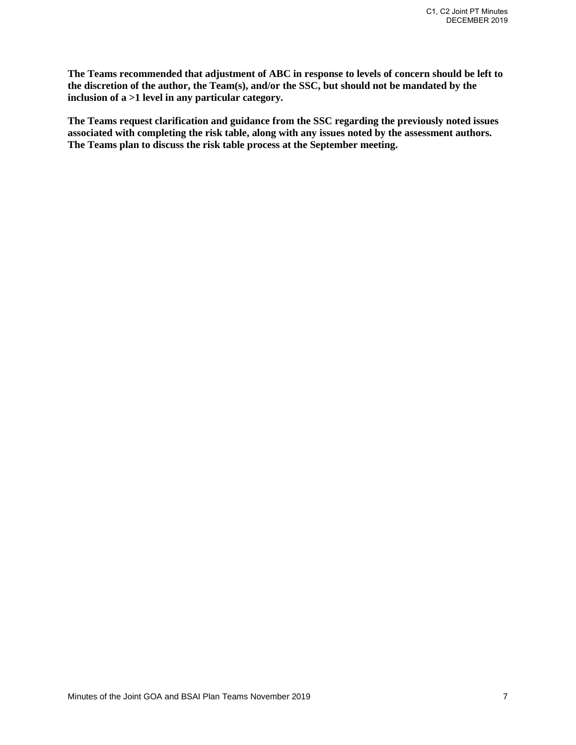**The Teams recommended that adjustment of ABC in response to levels of concern should be left to the discretion of the author, the Team(s), and/or the SSC, but should not be mandated by the inclusion of a >1 level in any particular category.**

**The Teams request clarification and guidance from the SSC regarding the previously noted issues associated with completing the risk table, along with any issues noted by the assessment authors. The Teams plan to discuss the risk table process at the September meeting.**